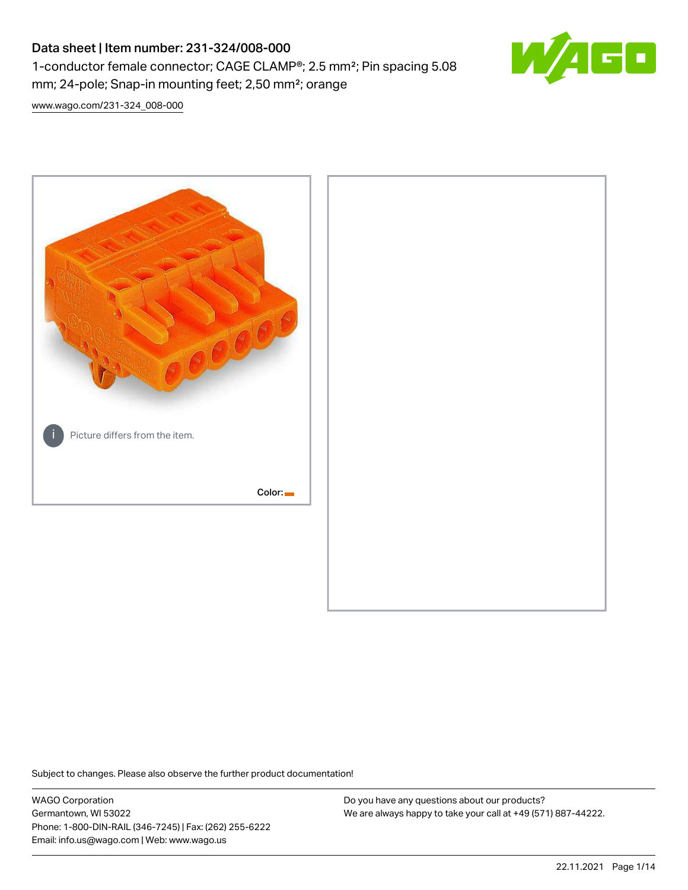# Data sheet | Item number: 231-324/008-000

1-conductor female connector; CAGE CLAMP®; 2.5 mm²; Pin spacing 5.08 mm; 24-pole; Snap-in mounting feet; 2,50 mm²; orange

www.wago.com/231-324_008-000

Picture differs from the item.

Color:

Subject to changes. Please also observe the further product documentation!

WAGO Corporation
Germantown, WI 53022
Phone: 1-800-DIN-RAIL (346-7245) | Fax: (262) 255-6222
Email: info.us@wago.com | Web: www.wago.us

Do you have any questions about our products?
We are always happy to take your call at +49 (571) 887-44222.

22.11.2021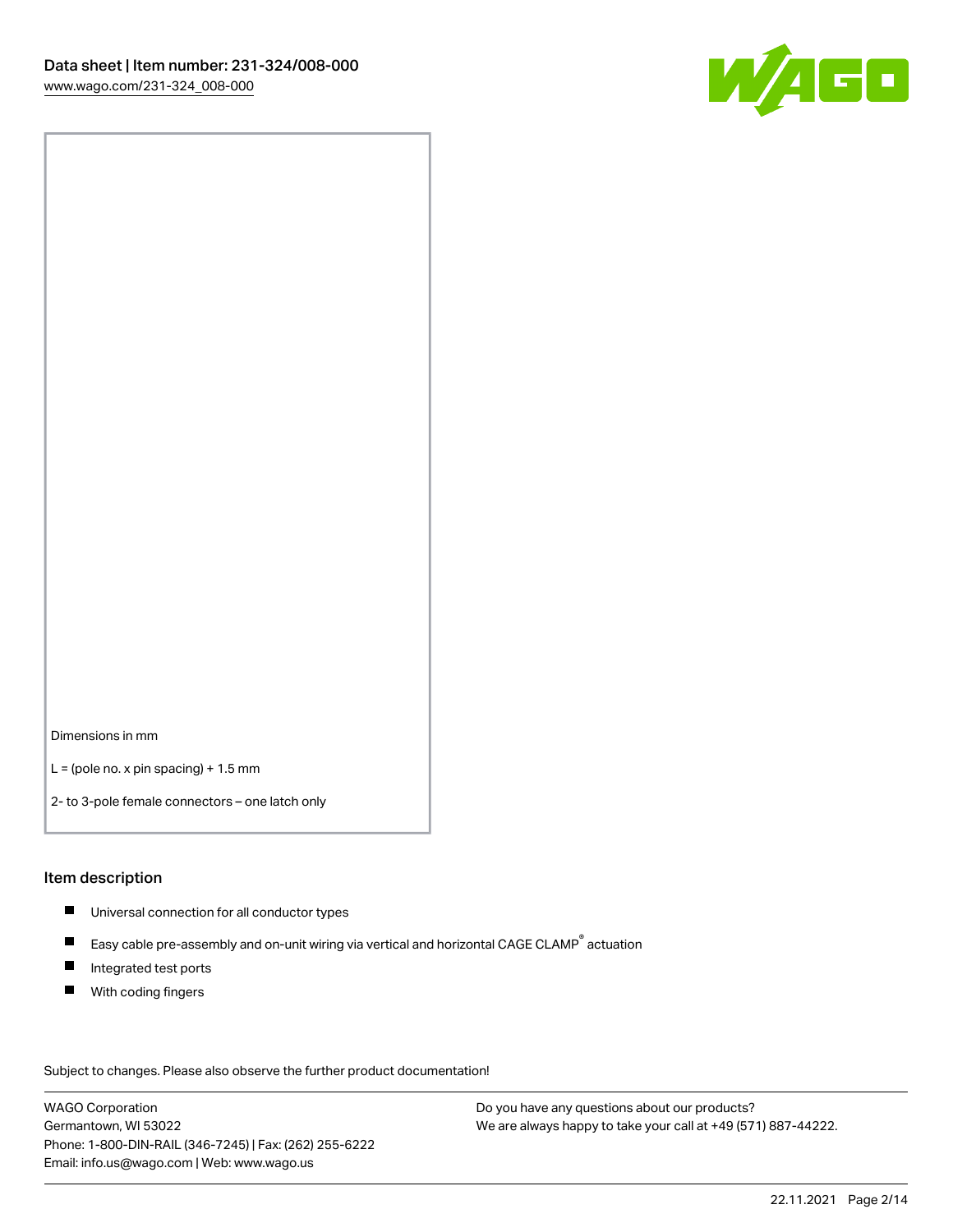Dimensions in mm

L = (pole no. x pin spacing) + 1.5 mm

2- to 3-pole female connectors – one latch only

## Item description

- Universal connection for all conductor types
- Easy cable pre-assembly and on-unit wiring via vertical and horizontal CAGE CLAMP® actuation
- Integrated test ports
- With coding fingers

Subject to changes. Please also observe the further product documentation!

WAGO Corporation
Germantown, WI 53022
Phone: 1-800-DIN-RAIL (346-7245) | Fax: (262) 255-6222
Email: info.us@wago.com | Web: www.wago.us

Do you have any questions about our products?
We are always happy to take your call at +49 (571) 887-44222.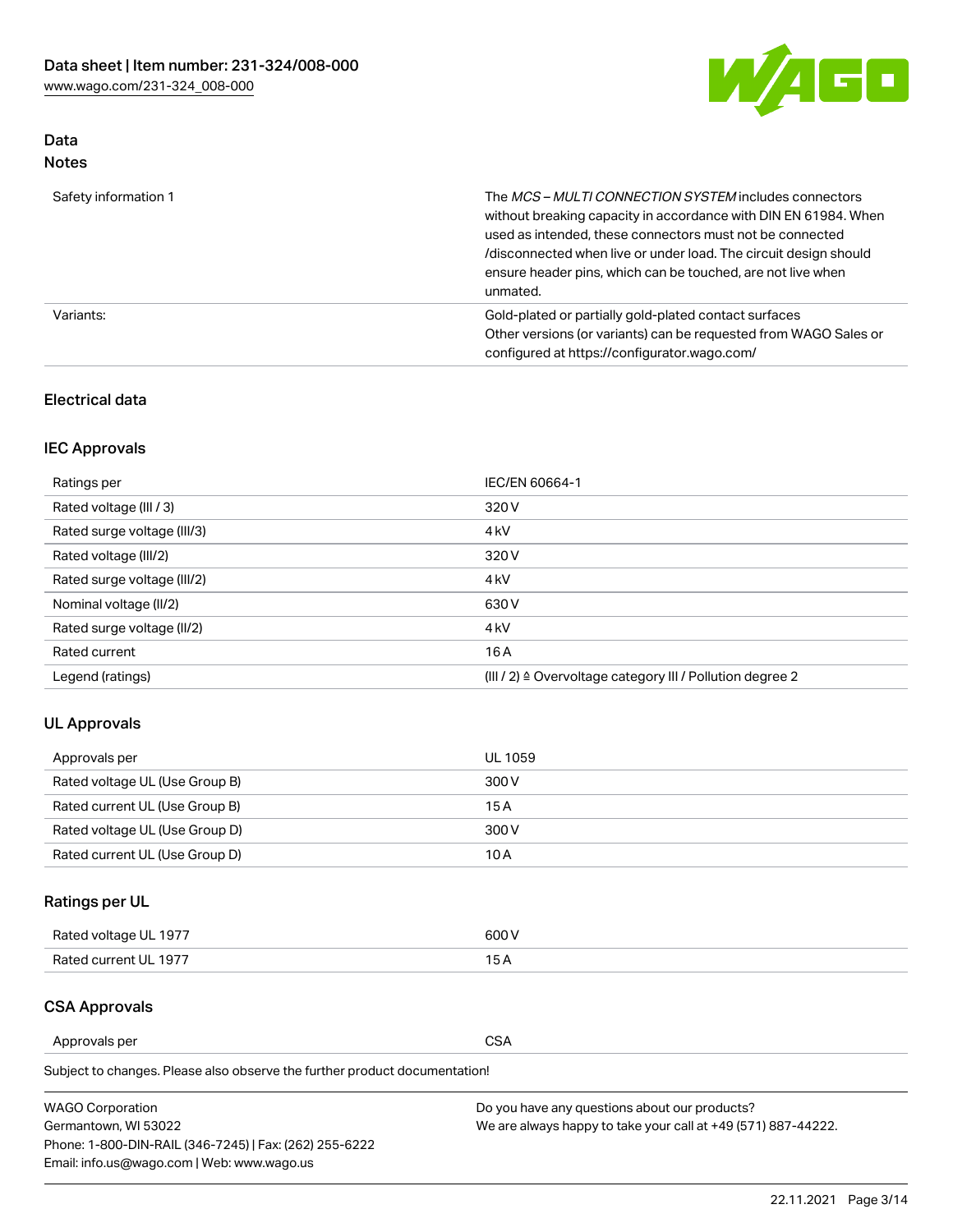## Data

### Notes

| | |
|---|---|
| Safety information 1 | The *MCS – MULTI CONNECTION SYSTEM* includes connectors without breaking capacity in accordance with DIN EN 61984. When used as intended, these connectors must not be connected /disconnected when live or under load. The circuit design should ensure header pins, which can be touched, are not live when unmated. |
| Variants: | Gold-plated or partially gold-plated contact surfaces<br>Other versions (or variants) can be requested from WAGO Sales or configured at https://configurator.wago.com/ |

## Electrical data

### IEC Approvals

| | |
|---|---|
| Ratings per | IEC/EN 60664-1 |
| Rated voltage (III / 3) | 320 V |
| Rated surge voltage (III/3) | 4 kV |
| Rated voltage (III/2) | 320 V |
| Rated surge voltage (III/2) | 4 kV |
| Nominal voltage (II/2) | 630 V |
| Rated surge voltage (II/2) | 4 kV |
| Rated current | 16 A |
| Legend (ratings) | (III / 2) ≙ Overvoltage category III / Pollution degree 2 |

### UL Approvals

| | |
|---|---|
| Approvals per | UL 1059 |
| Rated voltage UL (Use Group B) | 300 V |
| Rated current UL (Use Group B) | 15 A |
| Rated voltage UL (Use Group D) | 300 V |
| Rated current UL (Use Group D) | 10 A |

### Ratings per UL

| | |
|---|---|
| Rated voltage UL 1977 | 600 V |
| Rated current UL 1977 | 15 A |

### CSA Approvals

| | |
|---|---|
| Approvals per | CSA |

Subject to changes. Please also observe the further product documentation!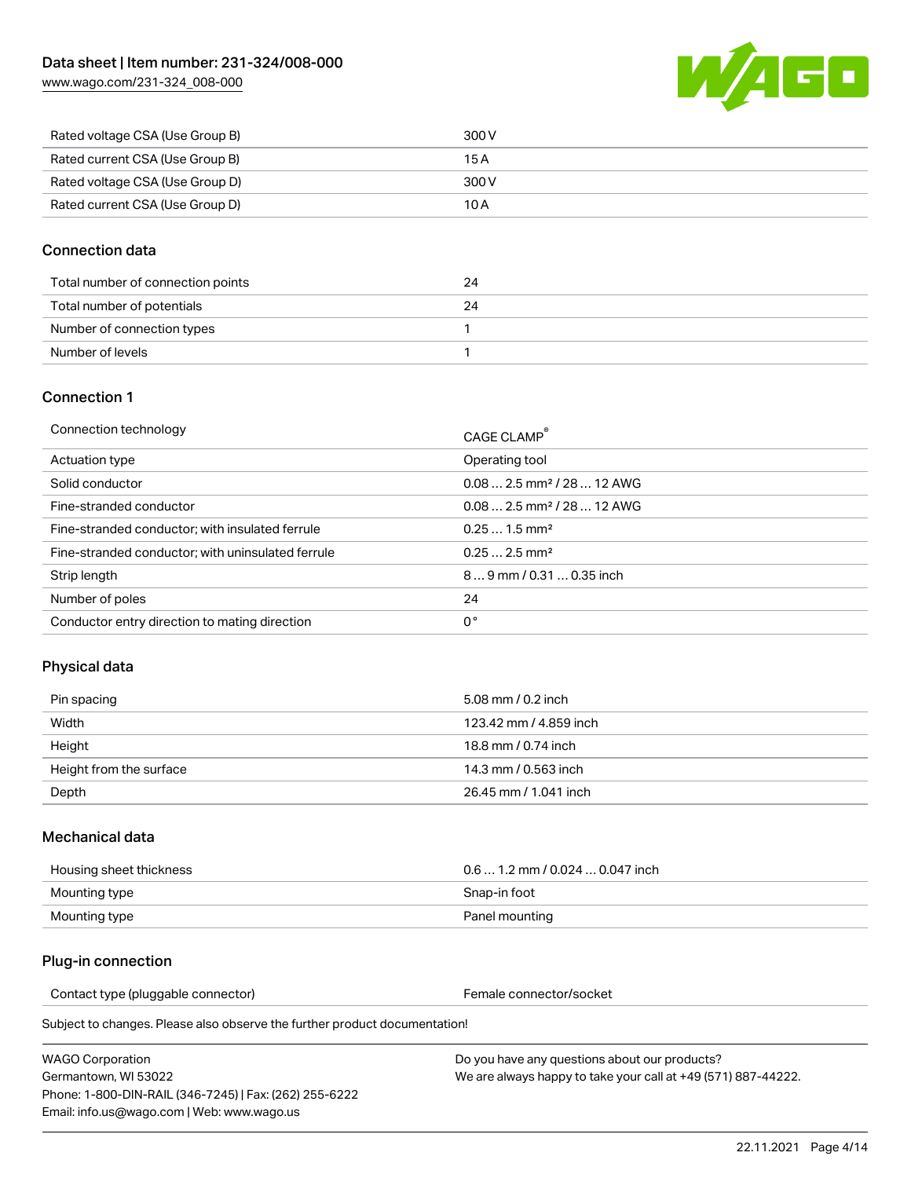| | |
|---|---|
| Rated voltage CSA (Use Group B) | 300 V |
| Rated current CSA (Use Group B) | 15 A |
| Rated voltage CSA (Use Group D) | 300 V |
| Rated current CSA (Use Group D) | 10 A |

## Connection data

| | |
|---|---|
| Total number of connection points | 24 |
| Total number of potentials | 24 |
| Number of connection types | 1 |
| Number of levels | 1 |

## Connection 1

| | |
|---|---|
| Connection technology | CAGE CLAMP® |
| Actuation type | Operating tool |
| Solid conductor | 0.08 … 2.5 mm² / 28 … 12 AWG |
| Fine-stranded conductor | 0.08 … 2.5 mm² / 28 … 12 AWG |
| Fine-stranded conductor; with insulated ferrule | 0.25 … 1.5 mm² |
| Fine-stranded conductor; with uninsulated ferrule | 0.25 … 2.5 mm² |
| Strip length | 8 … 9 mm / 0.31 … 0.35 inch |
| Number of poles | 24 |
| Conductor entry direction to mating direction | 0 ° |

## Physical data

| | |
|---|---|
| Pin spacing | 5.08 mm / 0.2 inch |
| Width | 123.42 mm / 4.859 inch |
| Height | 18.8 mm / 0.74 inch |
| Height from the surface | 14.3 mm / 0.563 inch |
| Depth | 26.45 mm / 1.041 inch |

## Mechanical data

| | |
|---|---|
| Housing sheet thickness | 0.6 … 1.2 mm / 0.024 … 0.047 inch |
| Mounting type | Snap-in foot |
| Mounting type | Panel mounting |

## Plug-in connection

| | |
|---|---|
| Contact type (pluggable connector) | Female connector/socket |

Subject to changes. Please also observe the further product documentation!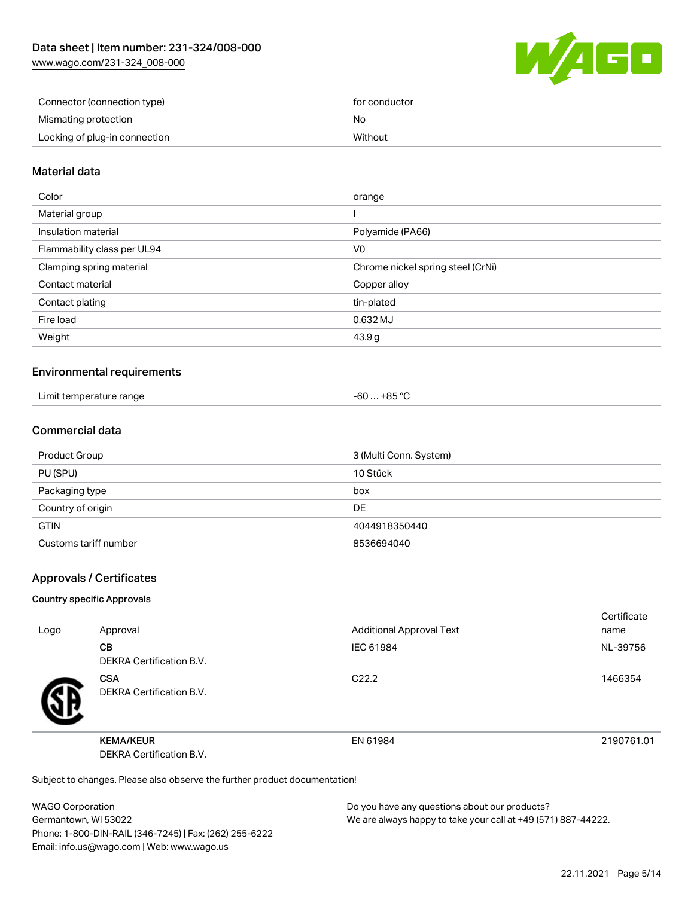| | |
|---|---|
| Connector (connection type) | for conductor |
| Mismatching protection | No |
| Locking of plug-in connection | Without |

## Material data

| | |
|---|---|
| Color | orange |
| Material group | I |
| Insulation material | Polyamide (PA66) |
| Flammability class per UL94 | V0 |
| Clamping spring material | Chrome nickel spring steel (CrNi) |
| Contact material | Copper alloy |
| Contact plating | tin-plated |
| Fire load | 0.632 MJ |
| Weight | 43.9 g |

## Environmental requirements

| | |
|---|---|
| Limit temperature range | -60 … +85 °C |

## Commercial data

| | |
|---|---|
| Product Group | 3 (Multi Conn. System) |
| PU (SPU) | 10 Stück |
| Packaging type | box |
| Country of origin | DE |
| GTIN | 4044918350440 |
| Customs tariff number | 8536694040 |

## Approvals / Certificates

### Country specific Approvals

| Logo | Approval | Additional Approval Text | Certificate name |
|---|---|---|---|
| | **CB** DEKRA Certification B.V. | IEC 61984 | NL-39756 |
| | **CSA** DEKRA Certification B.V. | C22.2 | 1466354 |
| | **KEMA/KEUR** DEKRA Certification B.V. | EN 61984 | 2190761.01 |

Subject to changes. Please also observe the further product documentation!

WAGO Corporation
Germantown, WI 53022
Phone: 1-800-DIN-RAIL (346-7245) | Fax: (262) 255-6222
Email: info.us@wago.com | Web: www.wago.us

Do you have any questions about our products?
We are always happy to take your call at +49 (571) 887-44222.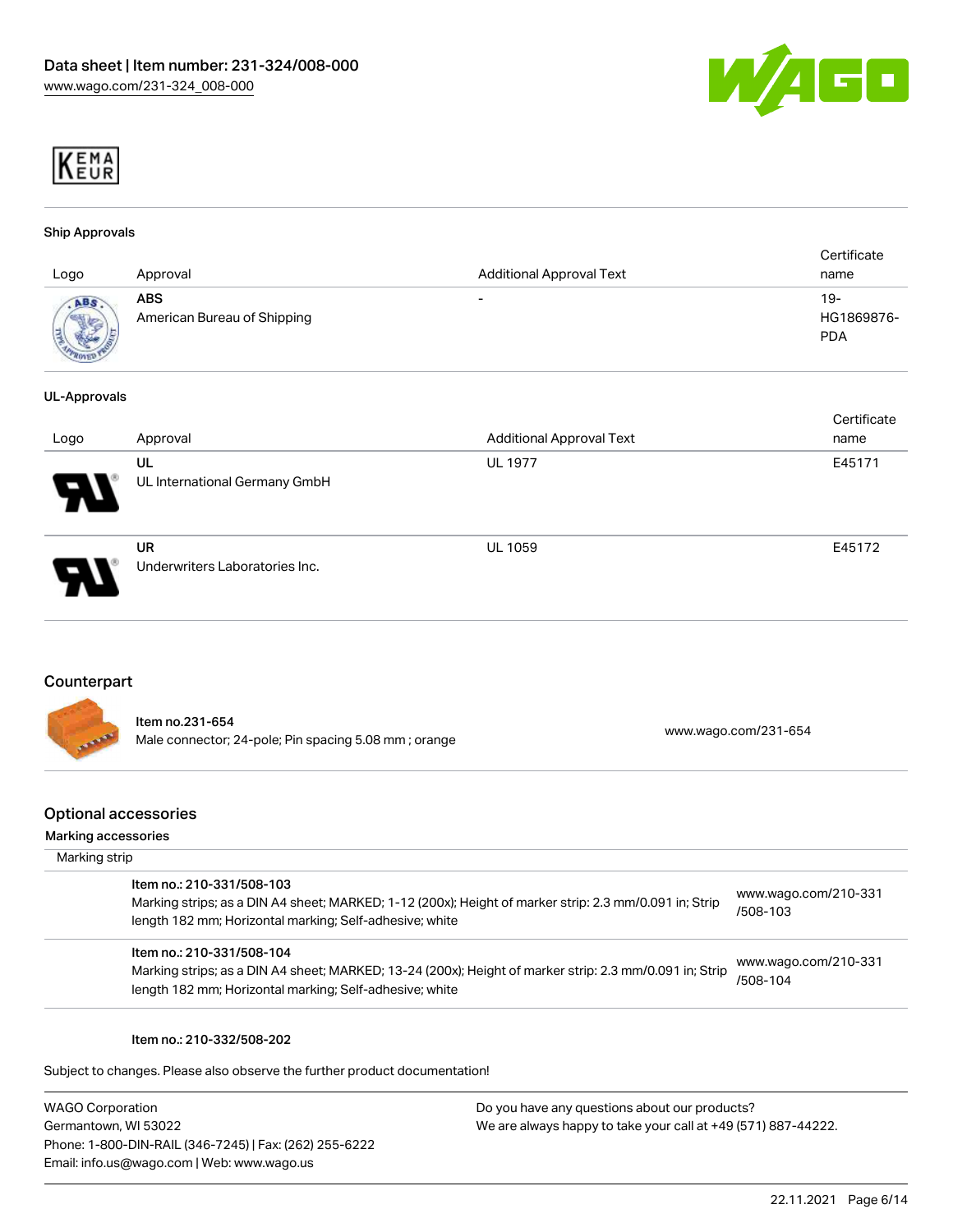### Ship Approvals

| Logo | Approval | Additional Approval Text | Certificate name |
|---|---|---|---|
| | **ABS**<br>American Bureau of Shipping | - | 19-HG1869876-PDA |

### UL-Approvals

| Logo | Approval | Additional Approval Text | Certificate name |
|---|---|---|---|
| | **UL**<br>UL International Germany GmbH | UL 1977 | E45171 |
| | **UR**<br>Underwriters Laboratories Inc. | UL 1059 | E45172 |

## Counterpart

**Item no.231-654**
Male connector; 24-pole; Pin spacing 5.08 mm ; orange — www.wago.com/231-654

## Optional accessories

### Marking accessories

Marking strip

| Item | Link |
|---|---|
| **Item no.: 210-331/508-103**<br>Marking strips; as a DIN A4 sheet; MARKED; 1-12 (200x); Height of marker strip: 2.3 mm/0.091 in; Strip length 182 mm; Horizontal marking; Self-adhesive; white | www.wago.com/210-331/508-103 |
| **Item no.: 210-331/508-104**<br>Marking strips; as a DIN A4 sheet; MARKED; 13-24 (200x); Height of marker strip: 2.3 mm/0.091 in; Strip length 182 mm; Horizontal marking; Self-adhesive; white | www.wago.com/210-331/508-104 |
| **Item no.: 210-332/508-202** | |

Subject to changes. Please also observe the further product documentation!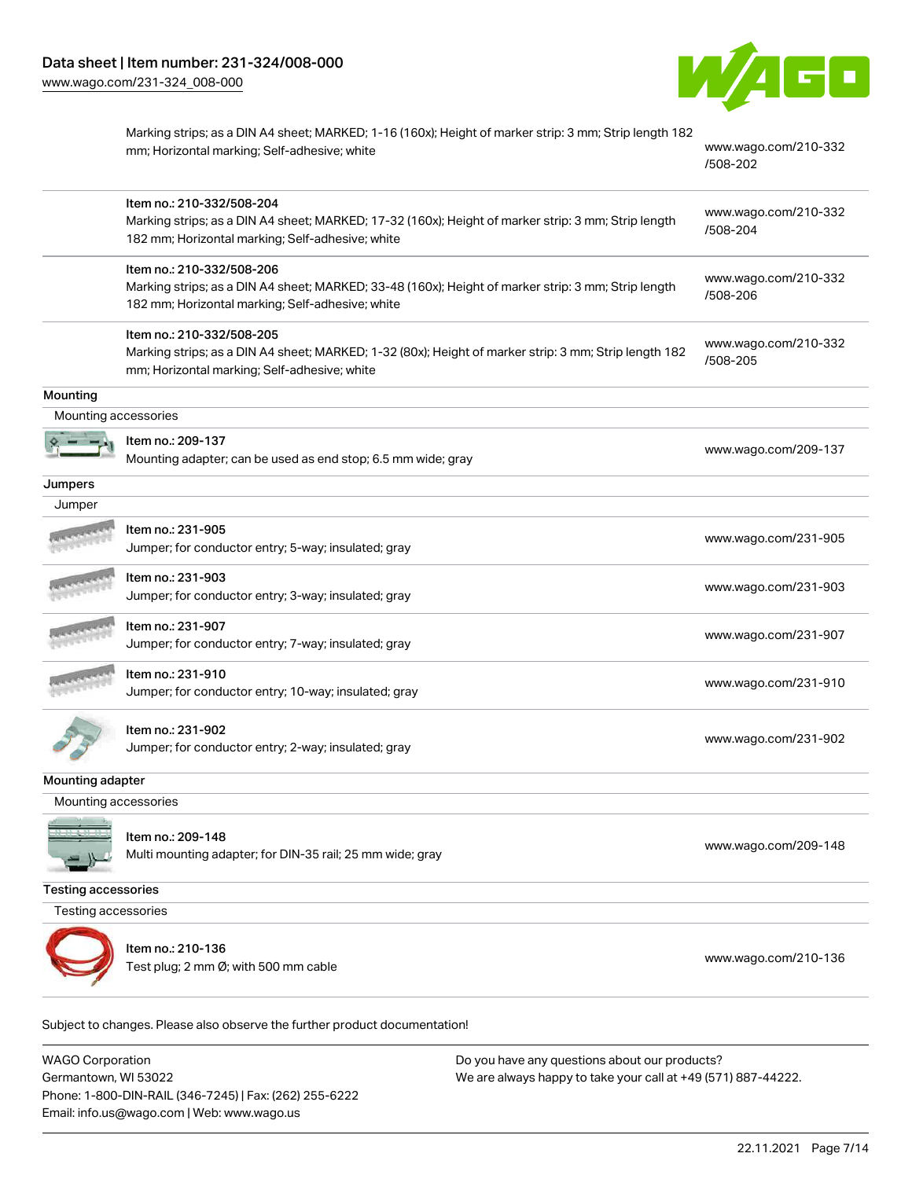| | | |
|---|---|---|
| | Marking strips; as a DIN A4 sheet; MARKED; 1-16 (160x); Height of marker strip: 3 mm; Strip length 182 mm; Horizontal marking; Self-adhesive; white | www.wago.com/210-332/508-202 |
| | Item no.: 210-332/508-204<br>Marking strips; as a DIN A4 sheet; MARKED; 17-32 (160x); Height of marker strip: 3 mm; Strip length 182 mm; Horizontal marking; Self-adhesive; white | www.wago.com/210-332/508-204 |
| | Item no.: 210-332/508-206<br>Marking strips; as a DIN A4 sheet; MARKED; 33-48 (160x); Height of marker strip: 3 mm; Strip length 182 mm; Horizontal marking; Self-adhesive; white | www.wago.com/210-332/508-206 |
| | Item no.: 210-332/508-205<br>Marking strips; as a DIN A4 sheet; MARKED; 1-32 (80x); Height of marker strip: 3 mm; Strip length 182 mm; Horizontal marking; Self-adhesive; white | www.wago.com/210-332/508-205 |

**Mounting**

Mounting accessories

| | | |
|---|---|---|
| | Item no.: 209-137<br>Mounting adapter; can be used as end stop; 6.5 mm wide; gray | www.wago.com/209-137 |

**Jumpers**

Jumper

| | | |
|---|---|---|
| | Item no.: 231-905<br>Jumper; for conductor entry; 5-way; insulated; gray | www.wago.com/231-905 |
| | Item no.: 231-903<br>Jumper; for conductor entry; 3-way; insulated; gray | www.wago.com/231-903 |
| | Item no.: 231-907<br>Jumper; for conductor entry; 7-way; insulated; gray | www.wago.com/231-907 |
| | Item no.: 231-910<br>Jumper; for conductor entry; 10-way; insulated; gray | www.wago.com/231-910 |
| | Item no.: 231-902<br>Jumper; for conductor entry; 2-way; insulated; gray | www.wago.com/231-902 |

**Mounting adapter**

Mounting accessories

| | | |
|---|---|---|
| | Item no.: 209-148<br>Multi mounting adapter; for DIN-35 rail; 25 mm wide; gray | www.wago.com/209-148 |

**Testing accessories**

Testing accessories

| | | |
|---|---|---|
| | Item no.: 210-136<br>Test plug; 2 mm Ø; with 500 mm cable | www.wago.com/210-136 |

Subject to changes. Please also observe the further product documentation!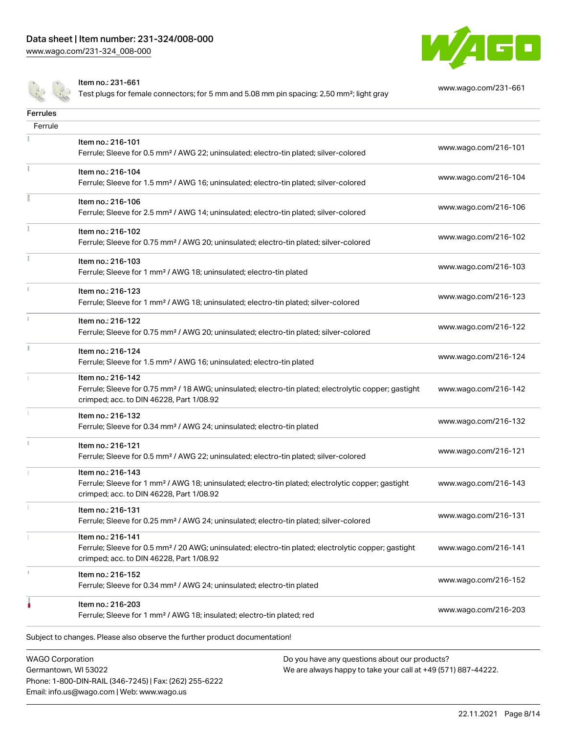| | | |
|---|---|---|
| | Item no.: 231-661<br>Test plugs for female connectors; for 5 mm and 5.08 mm pin spacing; 2,50 mm²; light gray | www.wago.com/231-661 |

**Ferrules**

Ferrule

| | | |
|---|---|---|
| | Item no.: 216-101<br>Ferrule; Sleeve for 0.5 mm² / AWG 22; uninsulated; electro-tin plated; silver-colored | www.wago.com/216-101 |
| | Item no.: 216-104<br>Ferrule; Sleeve for 1.5 mm² / AWG 16; uninsulated; electro-tin plated; silver-colored | www.wago.com/216-104 |
| | Item no.: 216-106<br>Ferrule; Sleeve for 2.5 mm² / AWG 14; uninsulated; electro-tin plated; silver-colored | www.wago.com/216-106 |
| | Item no.: 216-102<br>Ferrule; Sleeve for 0.75 mm² / AWG 20; uninsulated; electro-tin plated; silver-colored | www.wago.com/216-102 |
| | Item no.: 216-103<br>Ferrule; Sleeve for 1 mm² / AWG 18; uninsulated; electro-tin plated | www.wago.com/216-103 |
| | Item no.: 216-123<br>Ferrule; Sleeve for 1 mm² / AWG 18; uninsulated; electro-tin plated; silver-colored | www.wago.com/216-123 |
| | Item no.: 216-122<br>Ferrule; Sleeve for 0.75 mm² / AWG 20; uninsulated; electro-tin plated; silver-colored | www.wago.com/216-122 |
| | Item no.: 216-124<br>Ferrule; Sleeve for 1.5 mm² / AWG 16; uninsulated; electro-tin plated | www.wago.com/216-124 |
| | Item no.: 216-142<br>Ferrule; Sleeve for 0.75 mm² / 18 AWG; uninsulated; electro-tin plated; electrolytic copper; gastight crimped; acc. to DIN 46228, Part 1/08.92 | www.wago.com/216-142 |
| | Item no.: 216-132<br>Ferrule; Sleeve for 0.34 mm² / AWG 24; uninsulated; electro-tin plated | www.wago.com/216-132 |
| | Item no.: 216-121<br>Ferrule; Sleeve for 0.5 mm² / AWG 22; uninsulated; electro-tin plated; silver-colored | www.wago.com/216-121 |
| | Item no.: 216-143<br>Ferrule; Sleeve for 1 mm² / AWG 18; uninsulated; electro-tin plated; electrolytic copper; gastight crimped; acc. to DIN 46228, Part 1/08.92 | www.wago.com/216-143 |
| | Item no.: 216-131<br>Ferrule; Sleeve for 0.25 mm² / AWG 24; uninsulated; electro-tin plated; silver-colored | www.wago.com/216-131 |
| | Item no.: 216-141<br>Ferrule; Sleeve for 0.5 mm² / 20 AWG; uninsulated; electro-tin plated; electrolytic copper; gastight crimped; acc. to DIN 46228, Part 1/08.92 | www.wago.com/216-141 |
| | Item no.: 216-152<br>Ferrule; Sleeve for 0.34 mm² / AWG 24; uninsulated; electro-tin plated | www.wago.com/216-152 |
| | Item no.: 216-203<br>Ferrule; Sleeve for 1 mm² / AWG 18; insulated; electro-tin plated; red | www.wago.com/216-203 |

Subject to changes. Please also observe the further product documentation!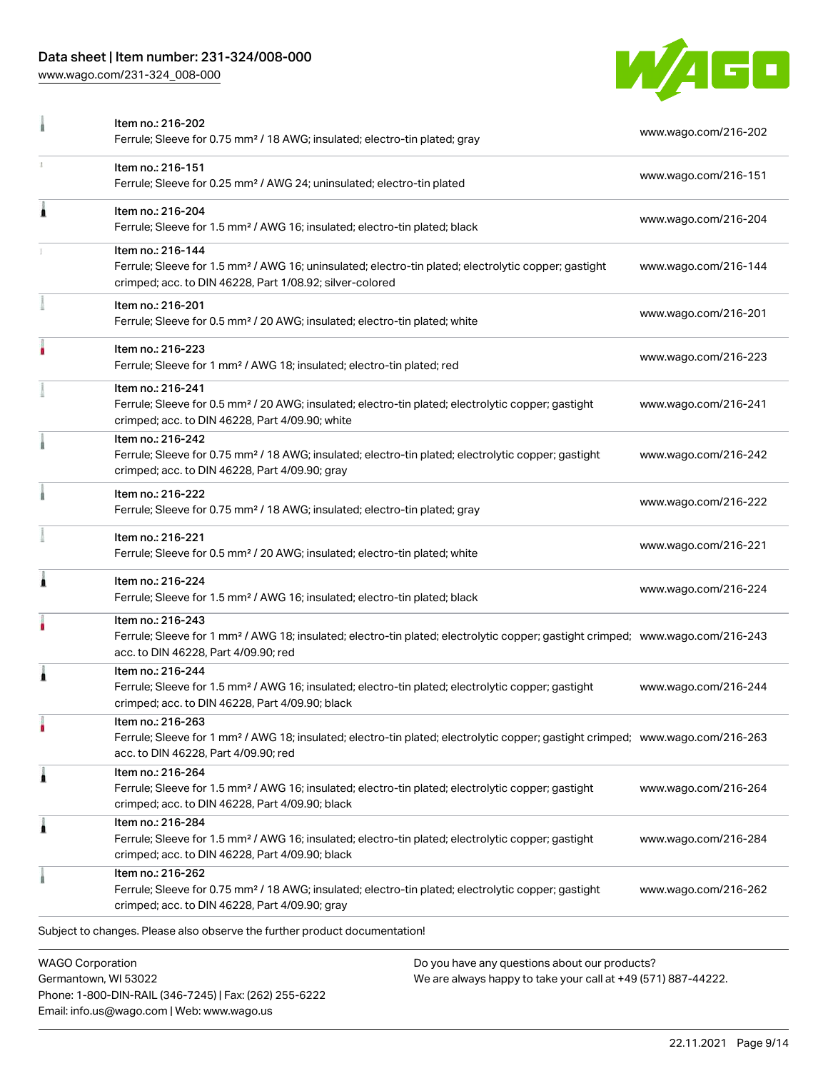| Item | Description | URL |
| --- | --- | --- |
| Item no.: 216-202 | Ferrule; Sleeve for 0.75 mm² / 18 AWG; insulated; electro-tin plated; gray | www.wago.com/216-202 |
| Item no.: 216-151 | Ferrule; Sleeve for 0.25 mm² / AWG 24; uninsulated; electro-tin plated | www.wago.com/216-151 |
| Item no.: 216-204 | Ferrule; Sleeve for 1.5 mm² / AWG 16; insulated; electro-tin plated; black | www.wago.com/216-204 |
| Item no.: 216-144 | Ferrule; Sleeve for 1.5 mm² / AWG 16; uninsulated; electro-tin plated; electrolytic copper; gastight crimped; acc. to DIN 46228, Part 1/08.92; silver-colored | www.wago.com/216-144 |
| Item no.: 216-201 | Ferrule; Sleeve for 0.5 mm² / 20 AWG; insulated; electro-tin plated; white | www.wago.com/216-201 |
| Item no.: 216-223 | Ferrule; Sleeve for 1 mm² / AWG 18; insulated; electro-tin plated; red | www.wago.com/216-223 |
| Item no.: 216-241 | Ferrule; Sleeve for 0.5 mm² / 20 AWG; insulated; electro-tin plated; electrolytic copper; gastight crimped; acc. to DIN 46228, Part 4/09.90; white | www.wago.com/216-241 |
| Item no.: 216-242 | Ferrule; Sleeve for 0.75 mm² / 18 AWG; insulated; electro-tin plated; electrolytic copper; gastight crimped; acc. to DIN 46228, Part 4/09.90; gray | www.wago.com/216-242 |
| Item no.: 216-222 | Ferrule; Sleeve for 0.75 mm² / 18 AWG; insulated; electro-tin plated; gray | www.wago.com/216-222 |
| Item no.: 216-221 | Ferrule; Sleeve for 0.5 mm² / 20 AWG; insulated; electro-tin plated; white | www.wago.com/216-221 |
| Item no.: 216-224 | Ferrule; Sleeve for 1.5 mm² / AWG 16; insulated; electro-tin plated; black | www.wago.com/216-224 |
| Item no.: 216-243 | Ferrule; Sleeve for 1 mm² / AWG 18; insulated; electro-tin plated; electrolytic copper; gastight crimped; acc. to DIN 46228, Part 4/09.90; red | www.wago.com/216-243 |
| Item no.: 216-244 | Ferrule; Sleeve for 1.5 mm² / AWG 16; insulated; electro-tin plated; electrolytic copper; gastight crimped; acc. to DIN 46228, Part 4/09.90; black | www.wago.com/216-244 |
| Item no.: 216-263 | Ferrule; Sleeve for 1 mm² / AWG 18; insulated; electro-tin plated; electrolytic copper; gastight crimped; acc. to DIN 46228, Part 4/09.90; red | www.wago.com/216-263 |
| Item no.: 216-264 | Ferrule; Sleeve for 1.5 mm² / AWG 16; insulated; electro-tin plated; electrolytic copper; gastight crimped; acc. to DIN 46228, Part 4/09.90; black | www.wago.com/216-264 |
| Item no.: 216-284 | Ferrule; Sleeve for 1.5 mm² / AWG 16; insulated; electro-tin plated; electrolytic copper; gastight crimped; acc. to DIN 46228, Part 4/09.90; black | www.wago.com/216-284 |
| Item no.: 216-262 | Ferrule; Sleeve for 0.75 mm² / 18 AWG; insulated; electro-tin plated; electrolytic copper; gastight crimped; acc. to DIN 46228, Part 4/09.90; gray | www.wago.com/216-262 |

Subject to changes. Please also observe the further product documentation!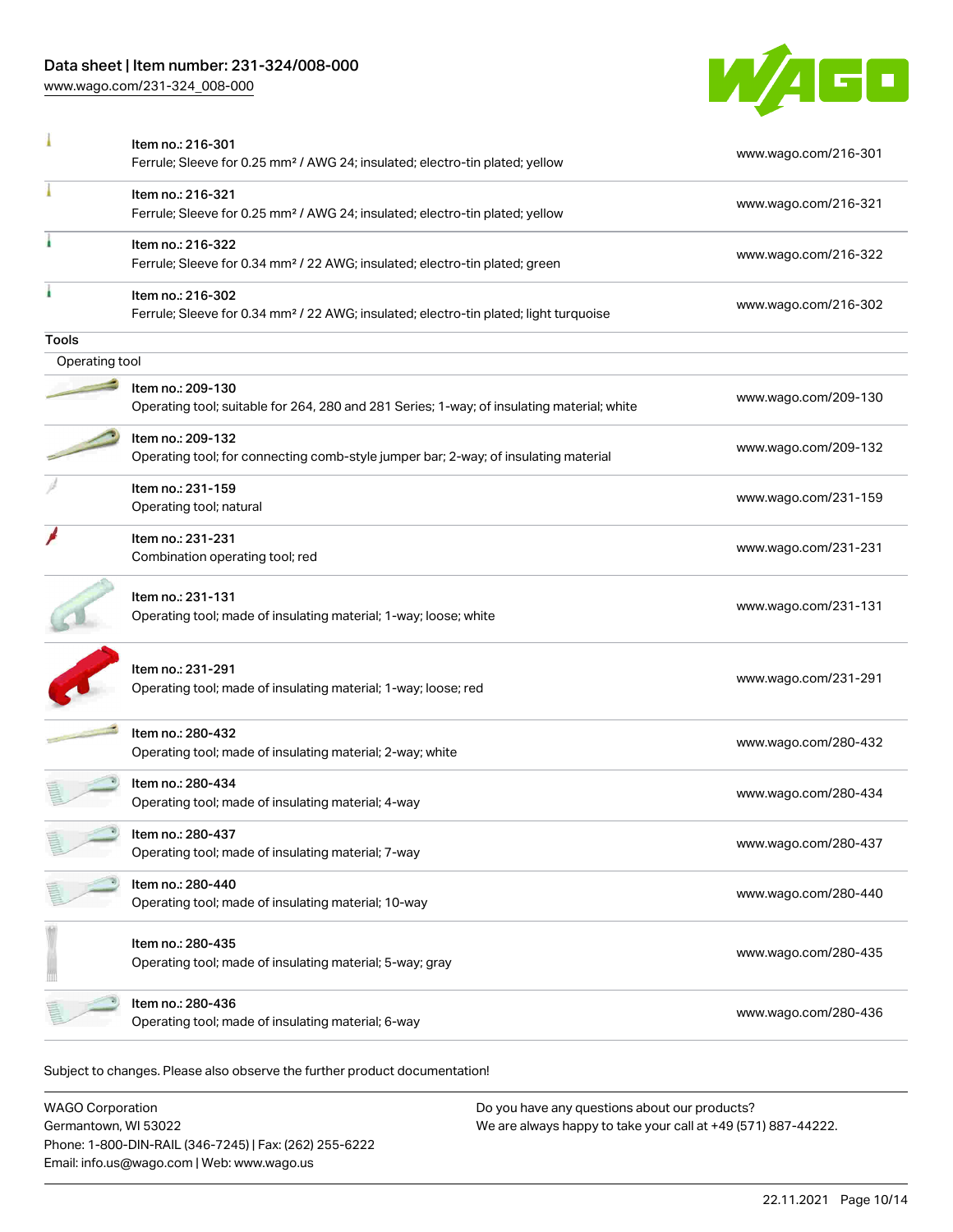| Item | Description | Link |
|---|---|---|
| Item no.: 216-301 | Ferrule; Sleeve for 0.25 mm² / AWG 24; insulated; electro-tin plated; yellow | www.wago.com/216-301 |
| Item no.: 216-321 | Ferrule; Sleeve for 0.25 mm² / AWG 24; insulated; electro-tin plated; yellow | www.wago.com/216-321 |
| Item no.: 216-322 | Ferrule; Sleeve for 0.34 mm² / 22 AWG; insulated; electro-tin plated; green | www.wago.com/216-322 |
| Item no.: 216-302 | Ferrule; Sleeve for 0.34 mm² / 22 AWG; insulated; electro-tin plated; light turquoise | www.wago.com/216-302 |

## Tools

### Operating tool

| Item | Description | Link |
|---|---|---|
| Item no.: 209-130 | Operating tool; suitable for 264, 280 and 281 Series; 1-way; of insulating material; white | www.wago.com/209-130 |
| Item no.: 209-132 | Operating tool; for connecting comb-style jumper bar; 2-way; of insulating material | www.wago.com/209-132 |
| Item no.: 231-159 | Operating tool; natural | www.wago.com/231-159 |
| Item no.: 231-231 | Combination operating tool; red | www.wago.com/231-231 |
| Item no.: 231-131 | Operating tool; made of insulating material; 1-way; loose; white | www.wago.com/231-131 |
| Item no.: 231-291 | Operating tool; made of insulating material; 1-way; loose; red | www.wago.com/231-291 |
| Item no.: 280-432 | Operating tool; made of insulating material; 2-way; white | www.wago.com/280-432 |
| Item no.: 280-434 | Operating tool; made of insulating material; 4-way | www.wago.com/280-434 |
| Item no.: 280-437 | Operating tool; made of insulating material; 7-way | www.wago.com/280-437 |
| Item no.: 280-440 | Operating tool; made of insulating material; 10-way | www.wago.com/280-440 |
| Item no.: 280-435 | Operating tool; made of insulating material; 5-way; gray | www.wago.com/280-435 |
| Item no.: 280-436 | Operating tool; made of insulating material; 6-way | www.wago.com/280-436 |

Subject to changes. Please also observe the further product documentation!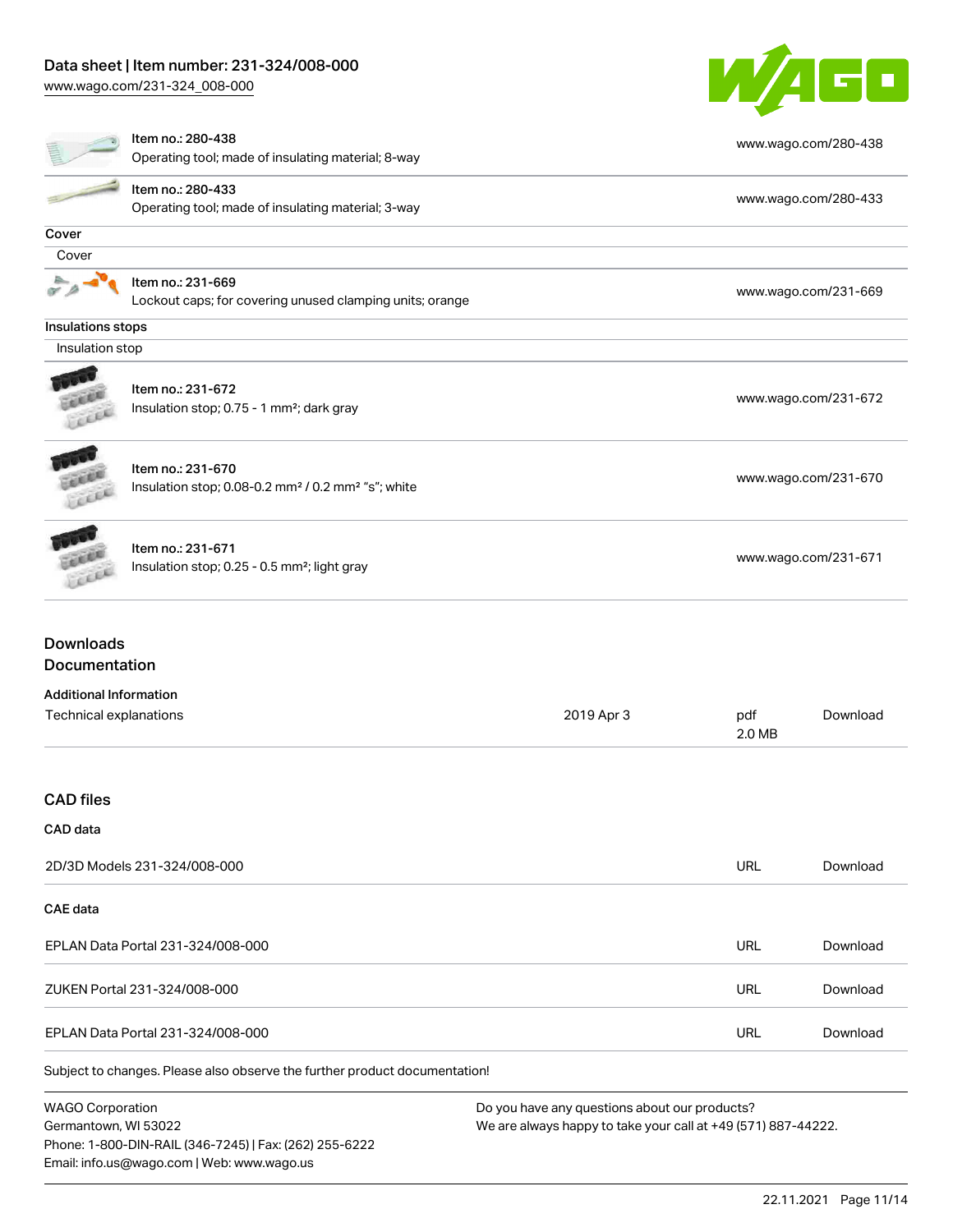| | | |
|---|---|---|
| | Item no.: 280-438<br>Operating tool; made of insulating material; 8-way | www.wago.com/280-438 |
| | Item no.: 280-433<br>Operating tool; made of insulating material; 3-way | www.wago.com/280-433 |

**Cover**

Cover

| | | |
|---|---|---|
| | Item no.: 231-669<br>Lockout caps; for covering unused clamping units; orange | www.wago.com/231-669 |

**Insulations stops**

Insulation stop

| | | |
|---|---|---|
| | Item no.: 231-672<br>Insulation stop; 0.75 - 1 mm²; dark gray | www.wago.com/231-672 |
| | Item no.: 231-670<br>Insulation stop; 0.08-0.2 mm² / 0.2 mm² "s"; white | www.wago.com/231-670 |
| | Item no.: 231-671<br>Insulation stop; 0.25 - 0.5 mm²; light gray | www.wago.com/231-671 |

## Downloads

## Documentation

### Additional Information

| | | | |
|---|---|---|---|
| Technical explanations | 2019 Apr 3 | pdf<br>2.0 MB | Download |

## CAD files

### CAD data

| | | |
|---|---|---|
| 2D/3D Models 231-324/008-000 | URL | Download |

### CAE data

| | | |
|---|---|---|
| EPLAN Data Portal 231-324/008-000 | URL | Download |
| ZUKEN Portal 231-324/008-000 | URL | Download |
| EPLAN Data Portal 231-324/008-000 | URL | Download |

Subject to changes. Please also observe the further product documentation!

WAGO Corporation
Germantown, WI 53022
Phone: 1-800-DIN-RAIL (346-7245) | Fax: (262) 255-6222
Email: info.us@wago.com | Web: www.wago.us

Do you have any questions about our products?
We are always happy to take your call at +49 (571) 887-44222.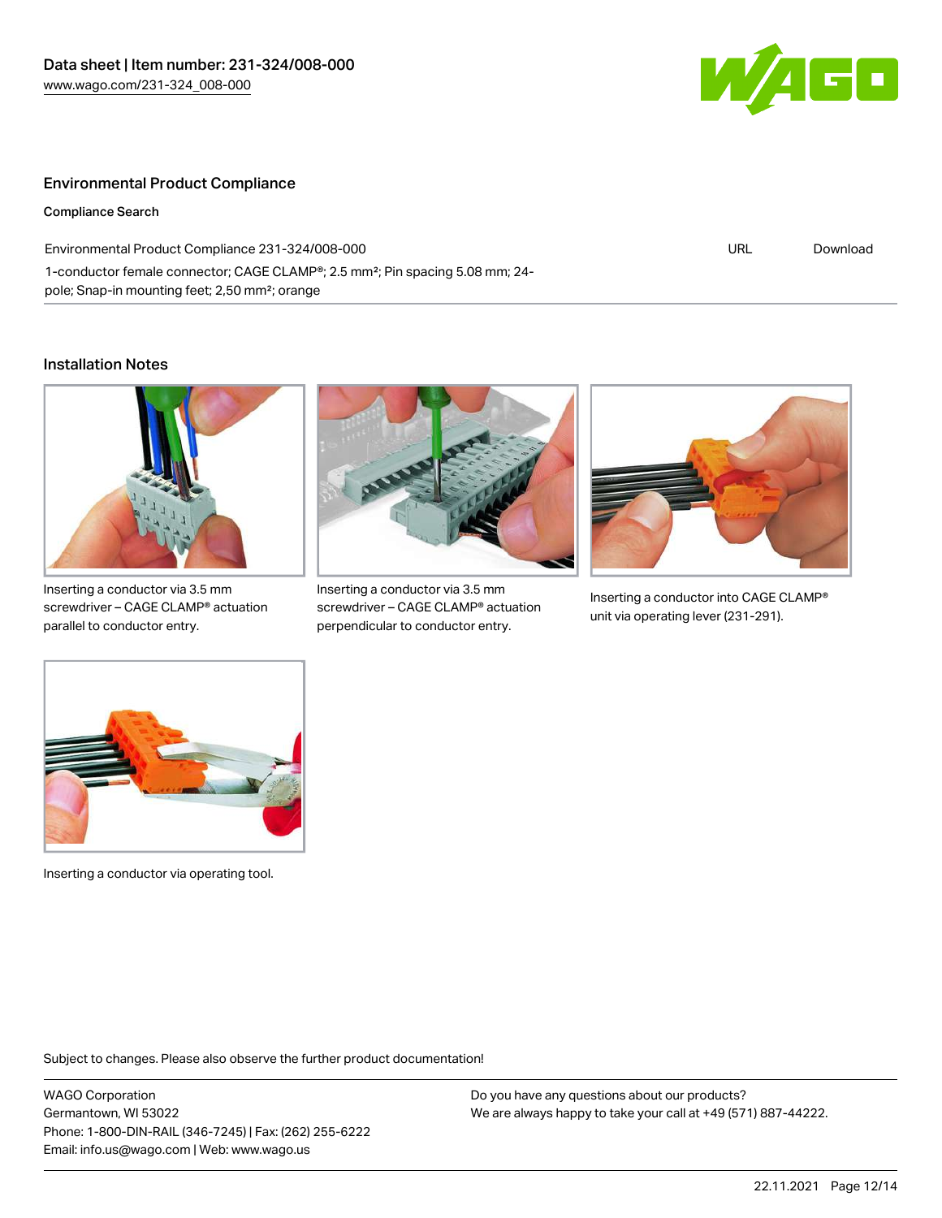## Environmental Product Compliance

**Compliance Search**

| | | |
|---|---|---|
| Environmental Product Compliance 231-324/008-000<br>1-conductor female connector; CAGE CLAMP®; 2.5 mm²; Pin spacing 5.08 mm; 24-pole; Snap-in mounting feet; 2,50 mm²; orange | URL | Download |

## Installation Notes

Inserting a conductor via 3.5 mm screwdriver – CAGE CLAMP® actuation parallel to conductor entry.

Inserting a conductor via 3.5 mm screwdriver – CAGE CLAMP® actuation perpendicular to conductor entry.

Inserting a conductor into CAGE CLAMP® unit via operating lever (231-291).

Inserting a conductor via operating tool.

Subject to changes. Please also observe the further product documentation!

WAGO Corporation
Germantown, WI 53022
Phone: 1-800-DIN-RAIL (346-7245) | Fax: (262) 255-6222
Email: info.us@wago.com | Web: www.wago.us

Do you have any questions about our products?
We are always happy to take your call at +49 (571) 887-44222.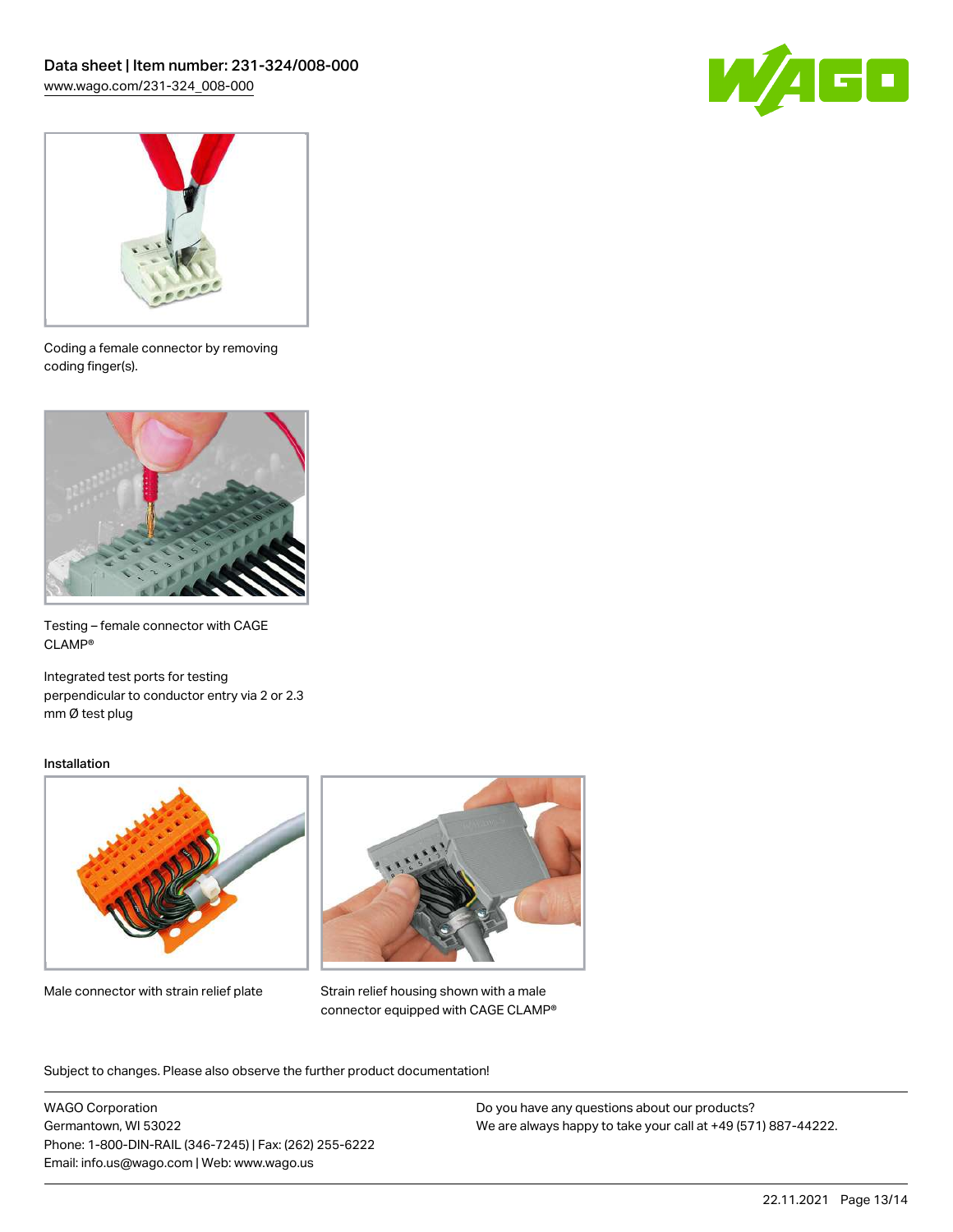Coding a female connector by removing coding finger(s).

Testing – female connector with CAGE CLAMP®

Integrated test ports for testing perpendicular to conductor entry via 2 or 2.3 mm Ø test plug

### Installation

Male connector with strain relief plate

Strain relief housing shown with a male connector equipped with CAGE CLAMP®

Subject to changes. Please also observe the further product documentation!

WAGO Corporation
Germantown, WI 53022
Phone: 1-800-DIN-RAIL (346-7245) | Fax: (262) 255-6222
Email: info.us@wago.com | Web: www.wago.us

Do you have any questions about our products?
We are always happy to take your call at +49 (571) 887-44222.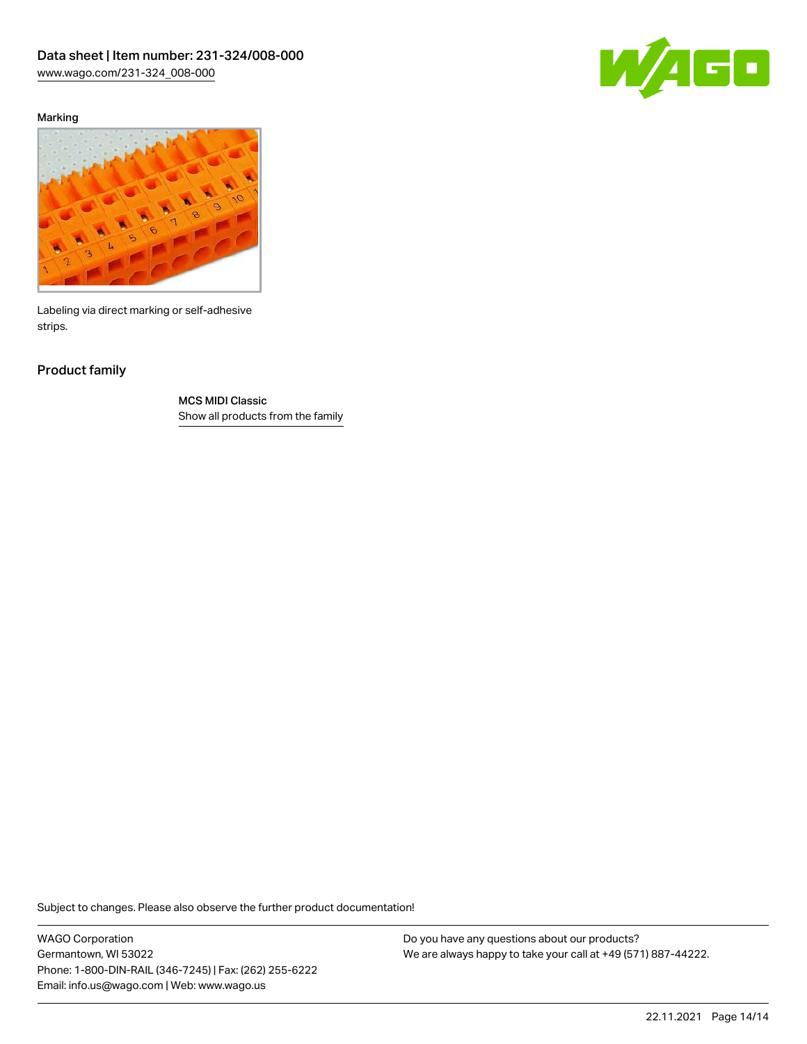Marking

Labeling via direct marking or self-adhesive strips.

## Product family

MCS MIDI Classic
Show all products from the family

Subject to changes. Please also observe the further product documentation!

WAGO Corporation
Germantown, WI 53022
Phone: 1-800-DIN-RAIL (346-7245) | Fax: (262) 255-6222
Email: info.us@wago.com | Web: www.wago.us

Do you have any questions about our products?
We are always happy to take your call at +49 (571) 887-44222.